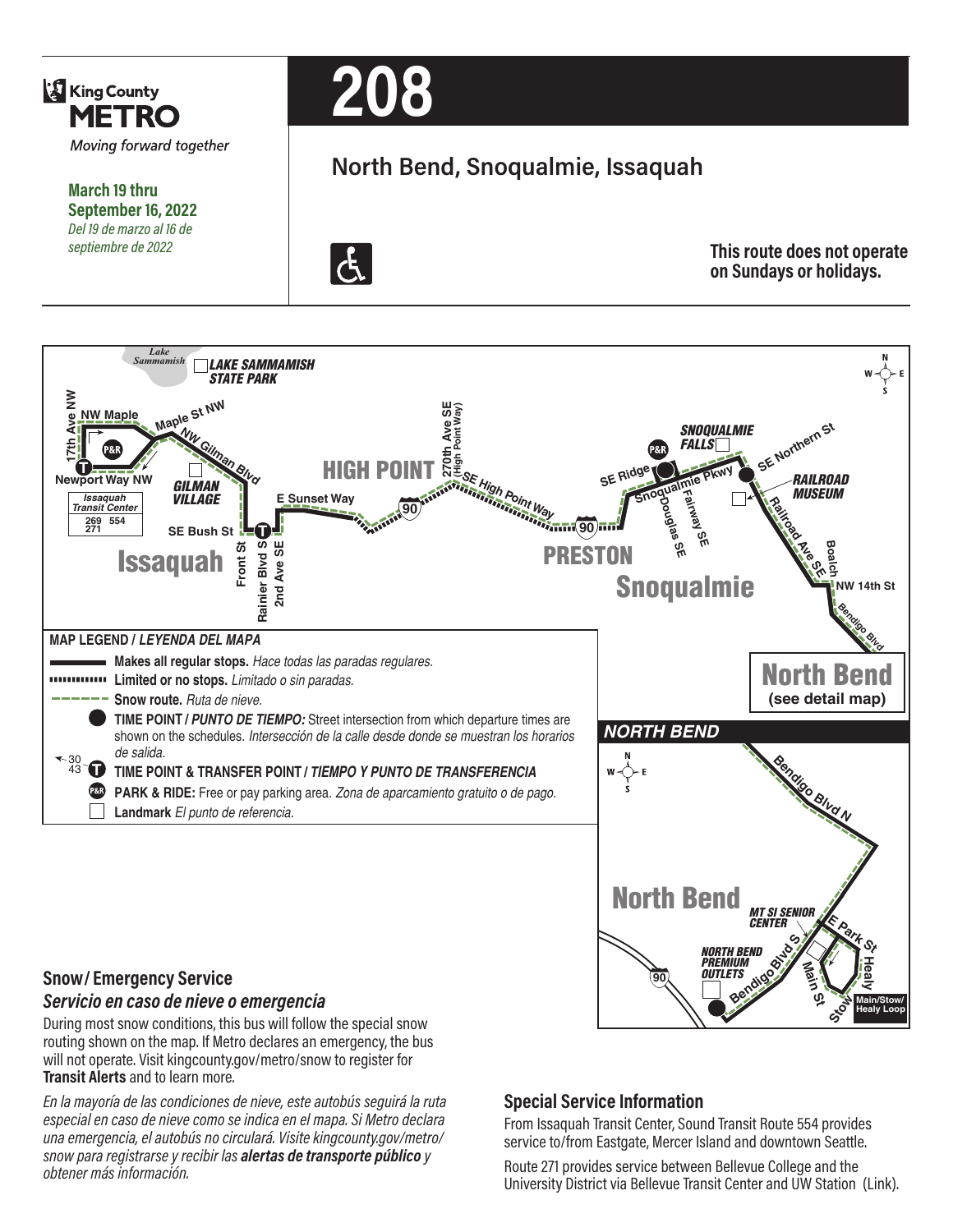King County METRO

*Moving forward together*

**March 19 thru September 16, 2022**
*Del 19 de marzo al 16 de septiembre de 2022*

# 208

## North Bend, Snoqualmie, Issaquah

**This route does not operate on Sundays or holidays.**

**MAP LEGEND /** ***LEYENDA DEL MAPA***

- **Makes all regular stops.** *Hace todas las paradas regulares.*
- **Limited or no stops.** *Limitado o sin paradas.*
- **Snow route.** *Ruta de nieve.*
- **TIME POINT /** ***PUNTO DE TIEMPO:*** Street intersection from which departure times are shown on the schedules. *Intersección de la calle desde donde se muestran los horarios de salida.*
- **TIME POINT & TRANSFER POINT /** ***TIEMPO Y PUNTO DE TRANSFERENCIA***
- **PARK & RIDE:** Free or pay parking area. *Zona de aparcamiento gratuito o de pago.*
- **Landmark** *El punto de referencia.*

## Snow/ Emergency Service

### *Servicio en caso de nieve o emergencia*

During most snow conditions, this bus will follow the special snow routing shown on the map. If Metro declares an emergency, the bus will not operate. Visit kingcounty.gov/metro/snow to register for **Transit Alerts** and to learn more.

*En la mayoría de las condiciones de nieve, este autobús seguirá la ruta especial en caso de nieve como se indica en el mapa. Si Metro declara una emergencia, el autobús no circulará. Visite kingcounty.gov/metro/snow para registrarse y recibir las* ***alertas de transporte público*** *y obtener más información.*

## Special Service Information

From Issaquah Transit Center, Sound Transit Route 554 provides service to/from Eastgate, Mercer Island and downtown Seattle.

Route 271 provides service between Bellevue College and the University District via Bellevue Transit Center and UW Station (Link).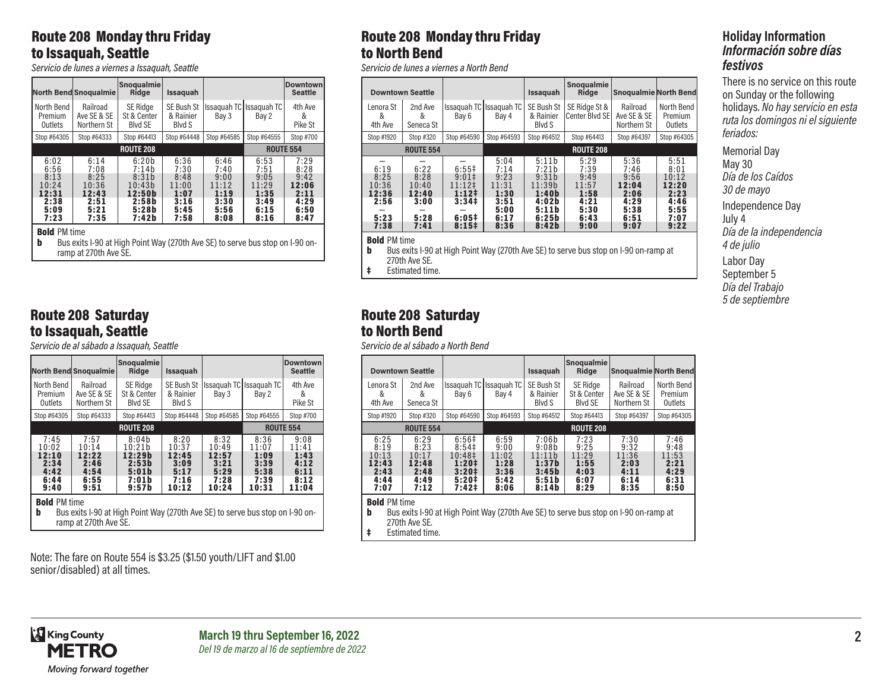## Route 208 Monday thru Friday to Issaquah, Seattle

*Servicio de lunes a viernes a Issaquah, Seattle*

| North Bend | Snoqualmie | Snoqualmie Ridge | Issaquah | | | Downtown Seattle |
|---|---|---|---|---|---|---|
| North Bend Premium Outlets | Railroad Ave SE & SE Northern St | SE Ridge St & Center Blvd SE | SE Bush St & Rainier Blvd S | Issaquah TC Bay 3 | Issaquah TC Bay 2 | 4th Ave & Pike St |
| Stop #64305 | Stop #64333 | Stop #64413 | Stop #64448 | Stop #64585 | Stop #64555 | Stop #700 |
| ROUTE 208 | | | | | ROUTE 554 | |
| 6:02 | 6:14 | 6:20b | 6:36 | 6:46 | 6:53 | 7:29 |
| 6:56 | 7:08 | 7:14b | 7:30 | 7:40 | 7:51 | 8:28 |
| 8:13 | 8:25 | 8:31b | 8:48 | 9:00 | 9:05 | 9:42 |
| 10:24 | 10:36 | 10:43b | 11:00 | 11:12 | 11:29 | **12:06** |
| **12:31** | **12:43** | **12:50b** | **1:07** | **1:19** | **1:35** | **2:11** |
| **2:38** | **2:51** | **2:58b** | **3:16** | **3:30** | **3:49** | **4:29** |
| **5:09** | **5:21** | **5:28b** | **5:45** | **5:56** | **6:15** | **6:50** |
| **7:23** | **7:35** | **7:42b** | **7:58** | **8:08** | **8:16** | **8:47** |

**Bold** PM time
**b** Bus exits I-90 at High Point Way (270th Ave SE) to serve bus stop on I-90 on-ramp at 270th Ave SE.

## Route 208 Saturday to Issaquah, Seattle

*Servicio de al sábado a Issaquah, Seattle*

| North Bend | Snoqualmie | Snoqualmie Ridge | Issaquah | | | Downtown Seattle |
|---|---|---|---|---|---|---|
| North Bend Premium Outlets | Railroad Ave SE & SE Northern St | SE Ridge St & Center Blvd SE | SE Bush St & Rainier Blvd S | Issaquah TC Bay 3 | Issaquah TC Bay 2 | 4th Ave & Pike St |
| Stop #64305 | Stop #64333 | Stop #64413 | Stop #64448 | Stop #64585 | Stop #64555 | Stop #700 |
| ROUTE 208 | | | | | ROUTE 554 | |
| 7:45 | 7:57 | 8:04b | 8:20 | 8:32 | 8:36 | 9:08 |
| 10:02 | 10:14 | 10:21b | 10:37 | 10:49 | 11:07 | 11:41 |
| **12:10** | **12:22** | **12:29b** | **12:45** | **12:57** | **1:09** | **1:43** |
| **2:34** | **2:46** | **2:53b** | **3:09** | **3:21** | **3:39** | **4:12** |
| **4:42** | **4:54** | **5:01b** | **5:17** | **5:29** | **5:38** | **6:11** |
| **6:44** | **6:55** | **7:01b** | **7:16** | **7:28** | **7:39** | **8:12** |
| **9:40** | **9:51** | **9:57b** | **10:12** | **10:24** | **10:31** | **11:04** |

**Bold** PM time
**b** Bus exits I-90 at High Point Way (270th Ave SE) to serve bus stop on I-90 on-ramp at 270th Ave SE.

Note: The fare on Route 554 is $3.25 ($1.50 youth/LIFT and $1.00 senior/disabled) at all times.

## Route 208 Monday thru Friday to North Bend

*Servicio de lunes a viernes a North Bend*

| Downtown Seattle | | | | Issaquah | Snoqualmie Ridge | Snoqualmie | North Bend |
|---|---|---|---|---|---|---|---|
| Lenora St & 4th Ave | 2nd Ave & Seneca St | Issaquah TC Bay 6 | Issaquah TC Bay 4 | SE Bush St & Rainier Blvd S | SE Ridge St & Center Blvd SE | Railroad Ave SE & SE Northern St | North Bend Premium Outlets |
| Stop #1920 | Stop #320 | Stop #64590 | Stop #64593 | Stop #64512 | Stop #64413 | Stop #64397 | Stop #64305 |
| ROUTE 554 | | | ROUTE 208 | | | | |
| — | — | — | 5:04 | 5:11b | 5:29 | 5:36 | 5:51 |
| 6:19 | 6:22 | 6:55‡ | 7:14 | 7:21b | 7:39 | 7:46 | 8:01 |
| 8:25 | 8:28 | 9:01‡ | 9:23 | 9:31b | 9:49 | 9:56 | 10:12 |
| 10:36 | 10:40 | 11:12‡ | 11:31 | 11:39b | 11:57 | **12:04** | **12:20** |
| **12:36** | **12:40** | **1:12‡** | **1:30** | **1:40b** | **1:58** | **2:06** | **2:23** |
| **2:56** | **3:00** | **3:34‡** | **3:51** | **4:02b** | **4:21** | **4:29** | **4:46** |
| — | — | — | **5:00** | **5:11b** | **5:30** | **5:38** | **5:55** |
| **5:23** | **5:28** | **6:05‡** | **6:17** | **6:25b** | **6:43** | **6:51** | **7:07** |
| **7:38** | **7:41** | **8:15‡** | **8:36** | **8:42b** | **9:00** | **9:07** | **9:22** |

**Bold** PM time
**b** Bus exits I-90 at High Point Way (270th Ave SE) to serve bus stop on I-90 on-ramp at 270th Ave SE.
**‡** Estimated time.

## Route 208 Saturday to North Bend

*Servicio de al sábado a North Bend*

| Downtown Seattle | | | | Issaquah | Snoqualmie Ridge | Snoqualmie | North Bend |
|---|---|---|---|---|---|---|---|
| Lenora St & 4th Ave | 2nd Ave & Seneca St | Issaquah TC Bay 6 | Issaquah TC Bay 4 | SE Bush St & Rainier Blvd S | SE Ridge St & Center Blvd SE | Railroad Ave SE & SE Northern St | North Bend Premium Outlets |
| Stop #1920 | Stop #320 | Stop #64590 | Stop #64593 | Stop #64512 | Stop #64413 | Stop #64397 | Stop #64305 |
| ROUTE 554 | | | ROUTE 208 | | | | |
| 6:25 | 6:29 | 6:56‡ | 6:59 | 7:06b | 7:23 | 7:30 | 7:46 |
| 8:19 | 8:23 | 8:54‡ | 9:00 | 9:08b | 9:25 | 9:32 | 9:48 |
| 10:13 | 10:17 | 10:48‡ | 11:02 | 11:11b | 11:29 | 11:36 | 11:53 |
| **12:43** | **12:48** | **1:20‡** | **1:28** | **1:37b** | **1:55** | **2:03** | **2:21** |
| **2:43** | **2:48** | **3:20‡** | **3:36** | **3:45b** | **4:03** | **4:11** | **4:29** |
| **4:44** | **4:49** | **5:20‡** | **5:42** | **5:51b** | **6:07** | **6:14** | **6:31** |
| **7:07** | **7:12** | **7:42‡** | **8:06** | **8:14b** | **8:29** | **8:35** | **8:50** |

**Bold** PM time
**b** Bus exits I-90 at High Point Way (270th Ave SE) to serve bus stop on I-90 on-ramp at 270th Ave SE.
**‡** Estimated time.

## Holiday Information
## *Información sobre días festivos*

There is no service on this route on Sunday or the following holidays. *No hay servicio en esta ruta los domingos ni el siguiente feriados:*

Memorial Day
May 30
*Día de los Caídos*
*30 de mayo*

Independence Day
July 4
*Día de la independencia*
*4 de julio*

Labor Day
September 5
*Día del Trabajo*
*5 de septiembre*

King County METRO
*Moving forward together*

**March 19 thru September 16, 2022**
*Del 19 de marzo al 16 de septiembre de 2022*